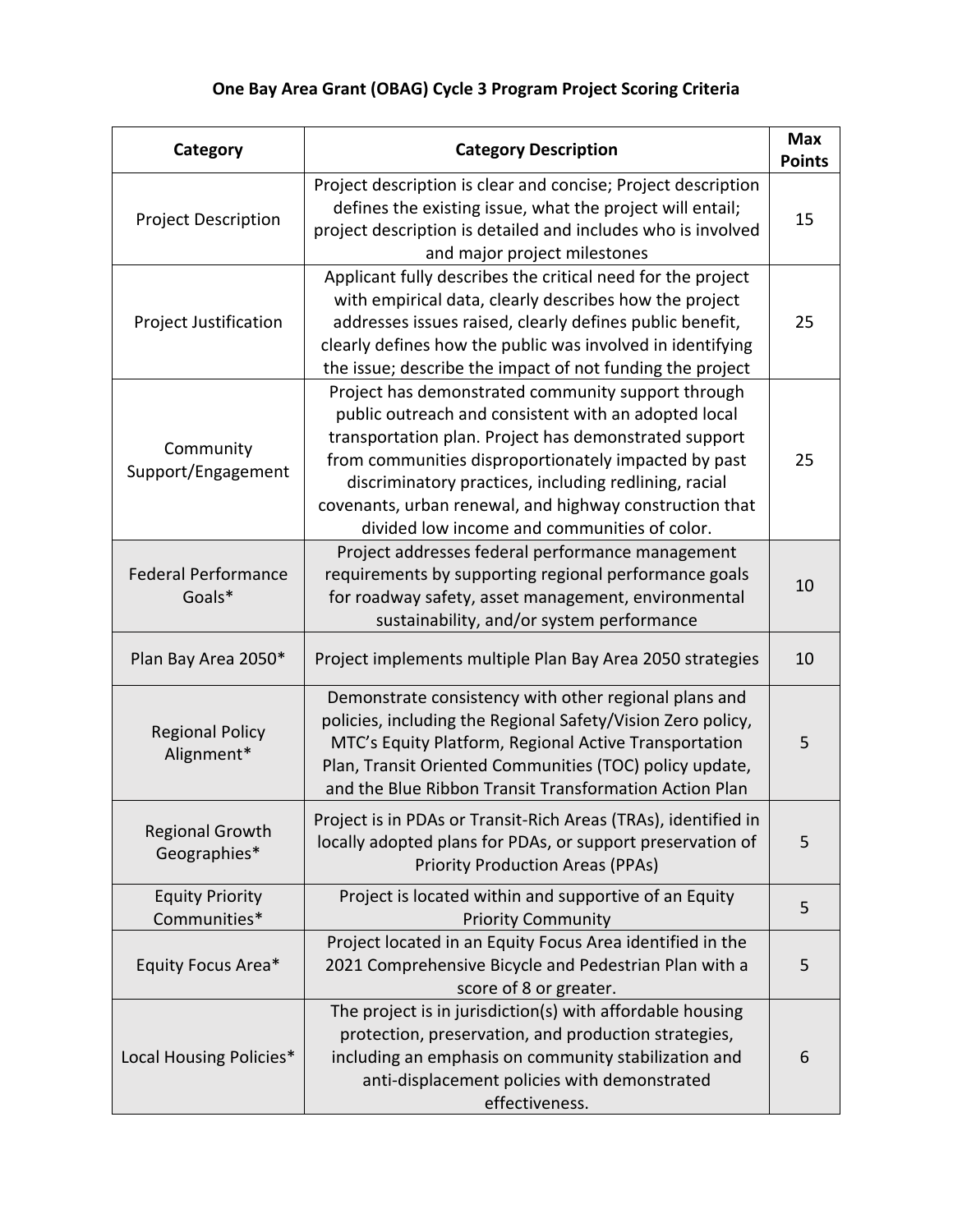## One Bay Area Grant (OBAG) Cycle 3 Program Project Scoring Criteria

| Category | Category Description | Max Points |
|---|---|---|
| Project Description | Project description is clear and concise; Project description defines the existing issue, what the project will entail; project description is detailed and includes who is involved and major project milestones | 15 |
| Project Justification | Applicant fully describes the critical need for the project with empirical data, clearly describes how the project addresses issues raised, clearly defines public benefit, clearly defines how the public was involved in identifying the issue; describe the impact of not funding the project | 25 |
| Community Support/Engagement | Project has demonstrated community support through public outreach and consistent with an adopted local transportation plan. Project has demonstrated support from communities disproportionately impacted by past discriminatory practices, including redlining, racial covenants, urban renewal, and highway construction that divided low income and communities of color. | 25 |
| Federal Performance Goals* | Project addresses federal performance management requirements by supporting regional performance goals for roadway safety, asset management, environmental sustainability, and/or system performance | 10 |
| Plan Bay Area 2050* | Project implements multiple Plan Bay Area 2050 strategies | 10 |
| Regional Policy Alignment* | Demonstrate consistency with other regional plans and policies, including the Regional Safety/Vision Zero policy, MTC's Equity Platform, Regional Active Transportation Plan, Transit Oriented Communities (TOC) policy update, and the Blue Ribbon Transit Transformation Action Plan | 5 |
| Regional Growth Geographies* | Project is in PDAs or Transit-Rich Areas (TRAs), identified in locally adopted plans for PDAs, or support preservation of Priority Production Areas (PPAs) | 5 |
| Equity Priority Communities* | Project is located within and supportive of an Equity Priority Community | 5 |
| Equity Focus Area* | Project located in an Equity Focus Area identified in the 2021 Comprehensive Bicycle and Pedestrian Plan with a score of 8 or greater. | 5 |
| Local Housing Policies* | The project is in jurisdiction(s) with affordable housing protection, preservation, and production strategies, including an emphasis on community stabilization and anti-displacement policies with demonstrated effectiveness. | 6 |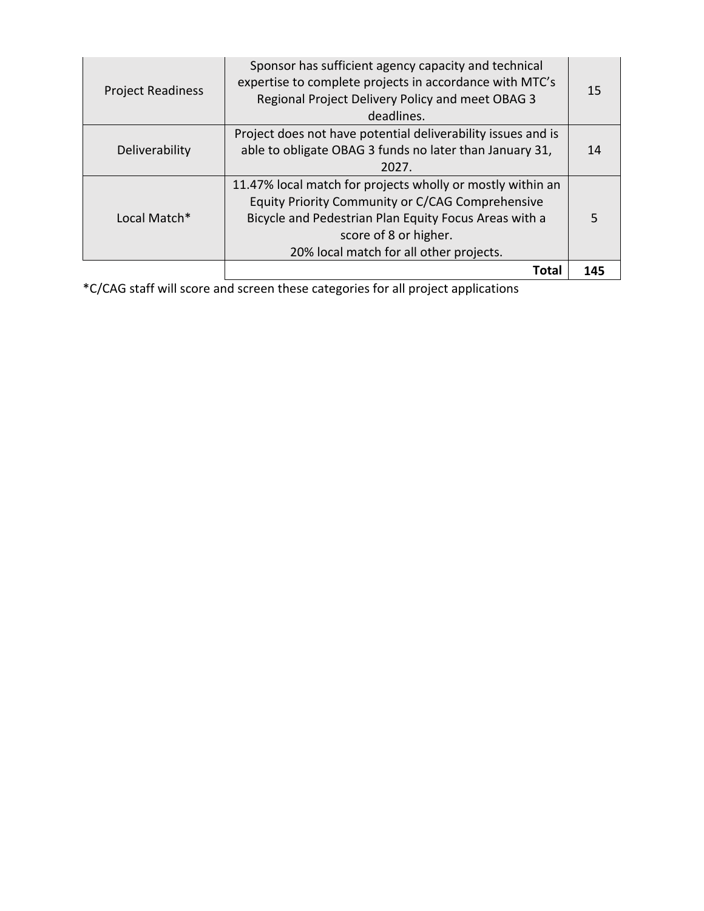| | | |
|---|---|---|
| Project Readiness | Sponsor has sufficient agency capacity and technical expertise to complete projects in accordance with MTC's Regional Project Delivery Policy and meet OBAG 3 deadlines. | 15 |
| Deliverability | Project does not have potential deliverability issues and is able to obligate OBAG 3 funds no later than January 31, 2027. | 14 |
| Local Match* | 11.47% local match for projects wholly or mostly within an Equity Priority Community or C/CAG Comprehensive Bicycle and Pedestrian Plan Equity Focus Areas with a score of 8 or higher.<br>20% local match for all other projects. | 5 |
| | **Total** | **145** |

*C/CAG staff will score and screen these categories for all project applications